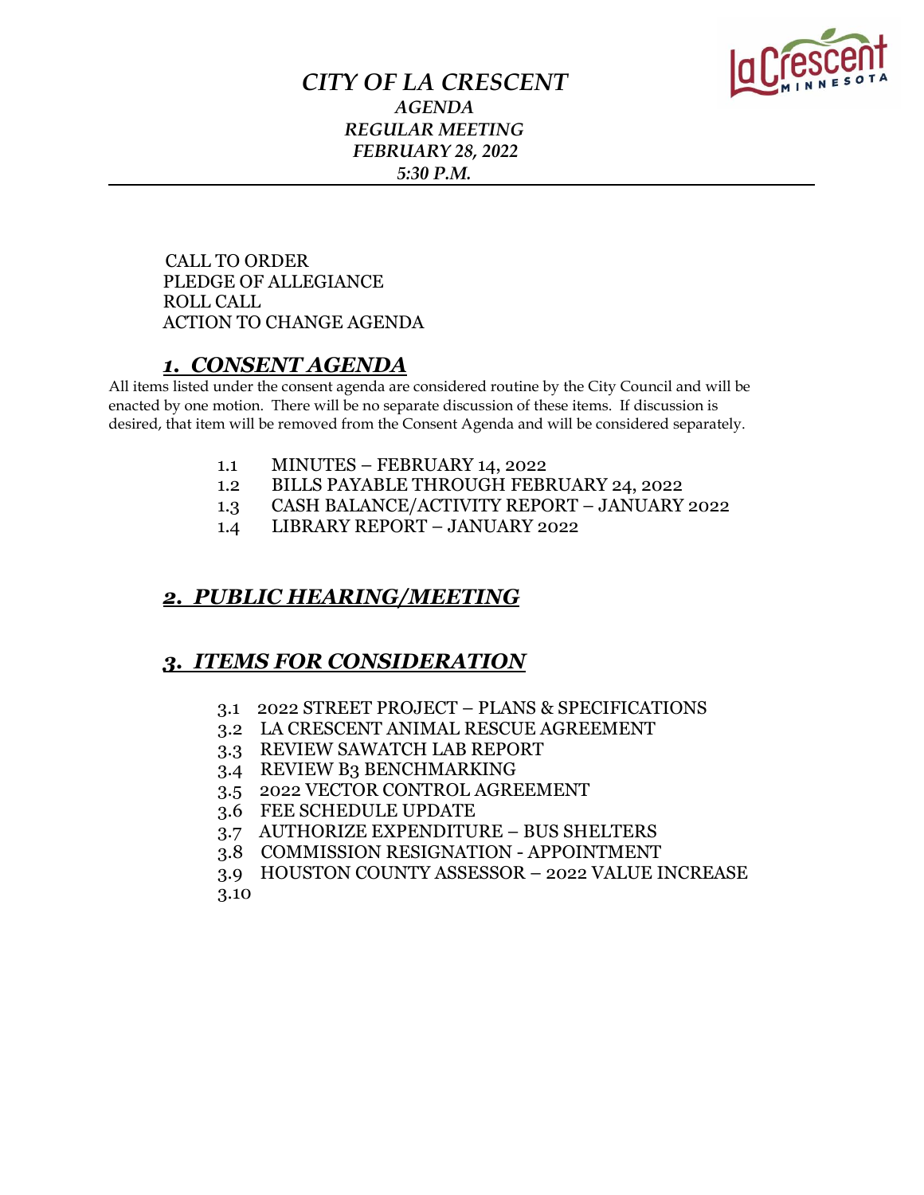# *CITY OF LA CRESCENT*

### *AGENDA*
### *REGULAR MEETING*
### *FEBRUARY 28, 2022*
### *5:30 P.M.*

---

CALL TO ORDER
PLEDGE OF ALLEGIANCE
ROLL CALL
ACTION TO CHANGE AGENDA

## ***1. CONSENT AGENDA***

All items listed under the consent agenda are considered routine by the City Council and will be enacted by one motion. There will be no separate discussion of these items. If discussion is desired, that item will be removed from the Consent Agenda and will be considered separately.

- 1.1 MINUTES – FEBRUARY 14, 2022
- 1.2 BILLS PAYABLE THROUGH FEBRUARY 24, 2022
- 1.3 CASH BALANCE/ACTIVITY REPORT – JANUARY 2022
- 1.4 LIBRARY REPORT – JANUARY 2022

## ***2. PUBLIC HEARING/MEETING***

## ***3. ITEMS FOR CONSIDERATION***

- 3.1 2022 STREET PROJECT – PLANS & SPECIFICATIONS
- 3.2 LA CRESCENT ANIMAL RESCUE AGREEMENT
- 3.3 REVIEW SAWATCH LAB REPORT
- 3.4 REVIEW B3 BENCHMARKING
- 3.5 2022 VECTOR CONTROL AGREEMENT
- 3.6 FEE SCHEDULE UPDATE
- 3.7 AUTHORIZE EXPENDITURE – BUS SHELTERS
- 3.8 COMMISSION RESIGNATION - APPOINTMENT
- 3.9 HOUSTON COUNTY ASSESSOR – 2022 VALUE INCREASE
- 3.10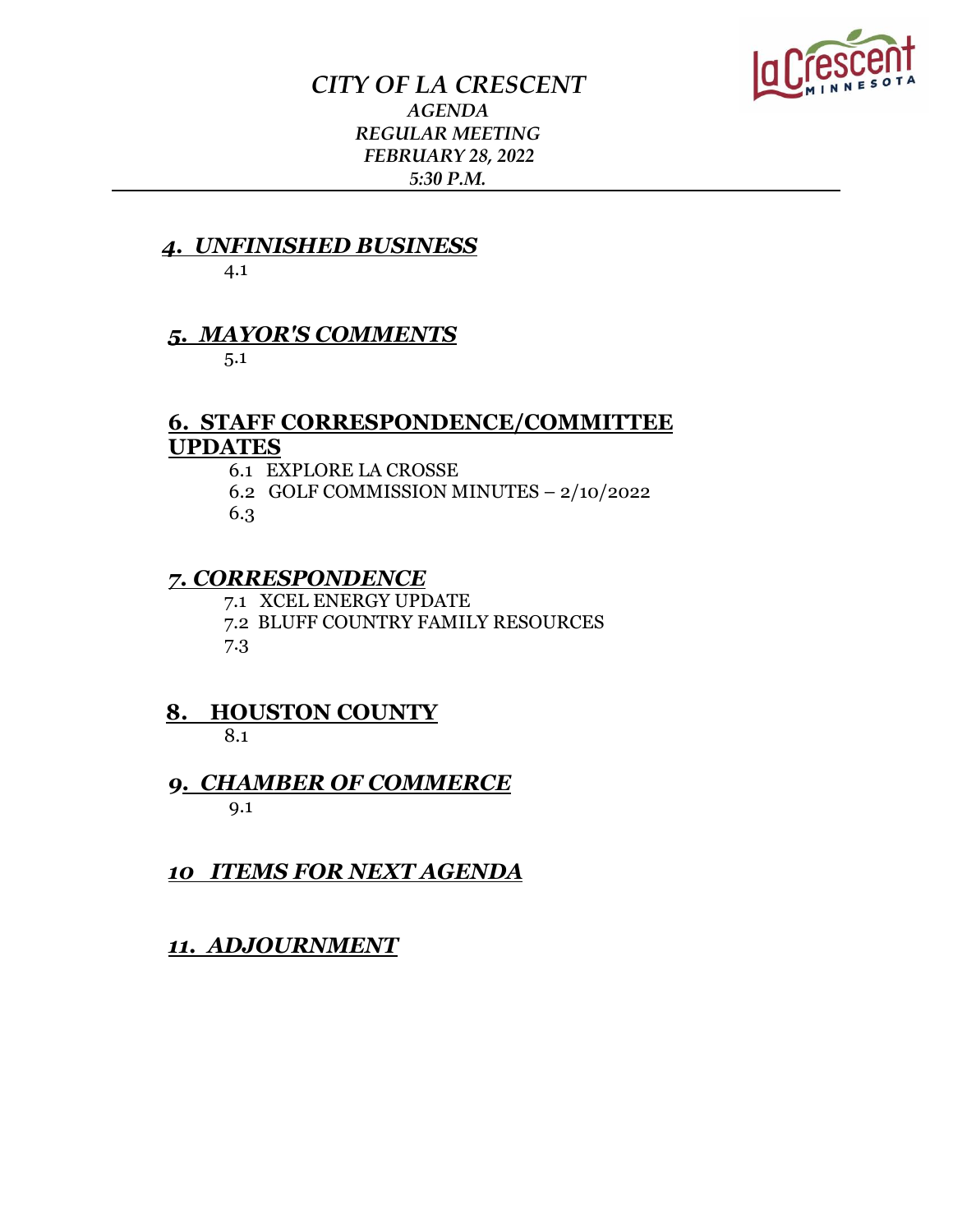*CITY OF LA CRESCENT*
*AGENDA*
*REGULAR MEETING*
*FEBRUARY 28, 2022*
*5:30 P.M.*

## ***4. UNFINISHED BUSINESS***

4.1

## ***5. MAYOR'S COMMENTS***

5.1

## **6. STAFF CORRESPONDENCE/COMMITTEE UPDATES**

6.1 EXPLORE LA CROSSE
6.2 GOLF COMMISSION MINUTES – 2/10/2022
6.3

## ***7. CORRESPONDENCE***

7.1 XCEL ENERGY UPDATE
7.2 BLUFF COUNTRY FAMILY RESOURCES
7.3

## **8. HOUSTON COUNTY**

8.1

## ***9. CHAMBER OF COMMERCE***

9.1

## ***10 ITEMS FOR NEXT AGENDA***

## ***11. ADJOURNMENT***